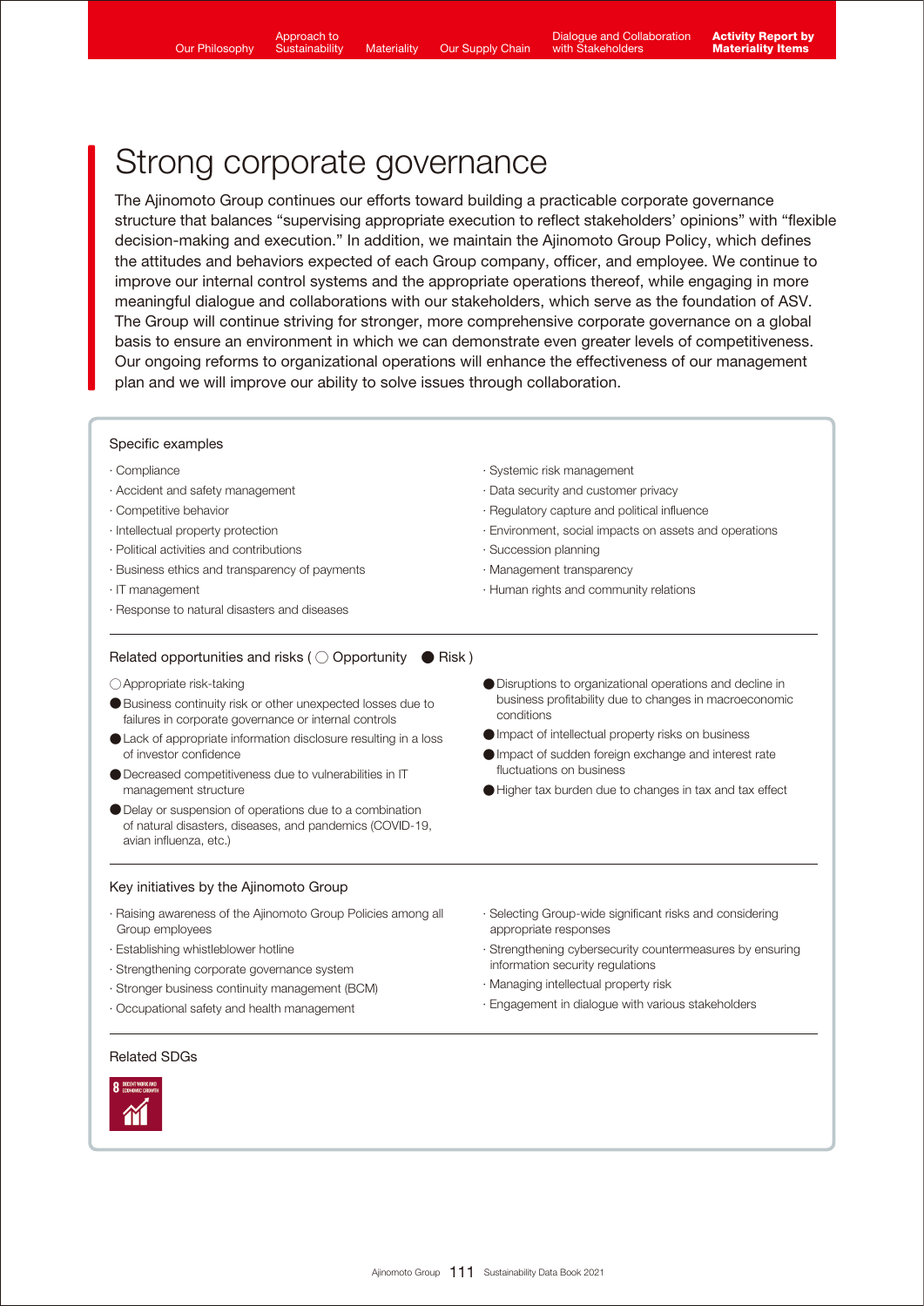# Strong corporate governance

The Ajinomoto Group continues our efforts toward building a practicable corporate governance structure that balances "supervising appropriate execution to reflect stakeholders' opinions" with "flexible decision-making and execution." In addition, we maintain the Ajinomoto Group Policy, which defines the attitudes and behaviors expected of each Group company, officer, and employee. We continue to improve our internal control systems and the appropriate operations thereof, while engaging in more meaningful dialogue and collaborations with our stakeholders, which serve as the foundation of ASV. The Group will continue striving for stronger, more comprehensive corporate governance on a global basis to ensure an environment in which we can demonstrate even greater levels of competitiveness. Our ongoing reforms to organizational operations will enhance the effectiveness of our management plan and we will improve our ability to solve issues through collaboration.

### Specific examples

- Compliance
- Accident and safety management
- Competitive behavior
- Intellectual property protection
- Political activities and contributions
- Business ethics and transparency of payments
- IT management
- Response to natural disasters and diseases
- Systemic risk management
- Data security and customer privacy
- Regulatory capture and political influence
- Environment, social impacts on assets and operations
- Succession planning
- Management transparency
- Human rights and community relations

### Related opportunities and risks ( ○ Opportunity ● Risk )

○ Appropriate risk-taking

● Business continuity risk or other unexpected losses due to failures in corporate governance or internal controls

● Lack of appropriate information disclosure resulting in a loss of investor confidence

● Decreased competitiveness due to vulnerabilities in IT management structure

● Delay or suspension of operations due to a combination of natural disasters, diseases, and pandemics (COVID-19, avian influenza, etc.)

● Disruptions to organizational operations and decline in business profitability due to changes in macroeconomic conditions

● Impact of intellectual property risks on business

● Impact of sudden foreign exchange and interest rate fluctuations on business

● Higher tax burden due to changes in tax and tax effect

### Key initiatives by the Ajinomoto Group

- Raising awareness of the Ajinomoto Group Policies among all Group employees
- Establishing whistleblower hotline
- Strengthening corporate governance system
- Stronger business continuity management (BCM)
- Occupational safety and health management
- Selecting Group-wide significant risks and considering appropriate responses
- Strengthening cybersecurity countermeasures by ensuring information security regulations
- Managing intellectual property risk
- Engagement in dialogue with various stakeholders

### Related SDGs

8 DECENT WORK AND ECONOMIC GROWTH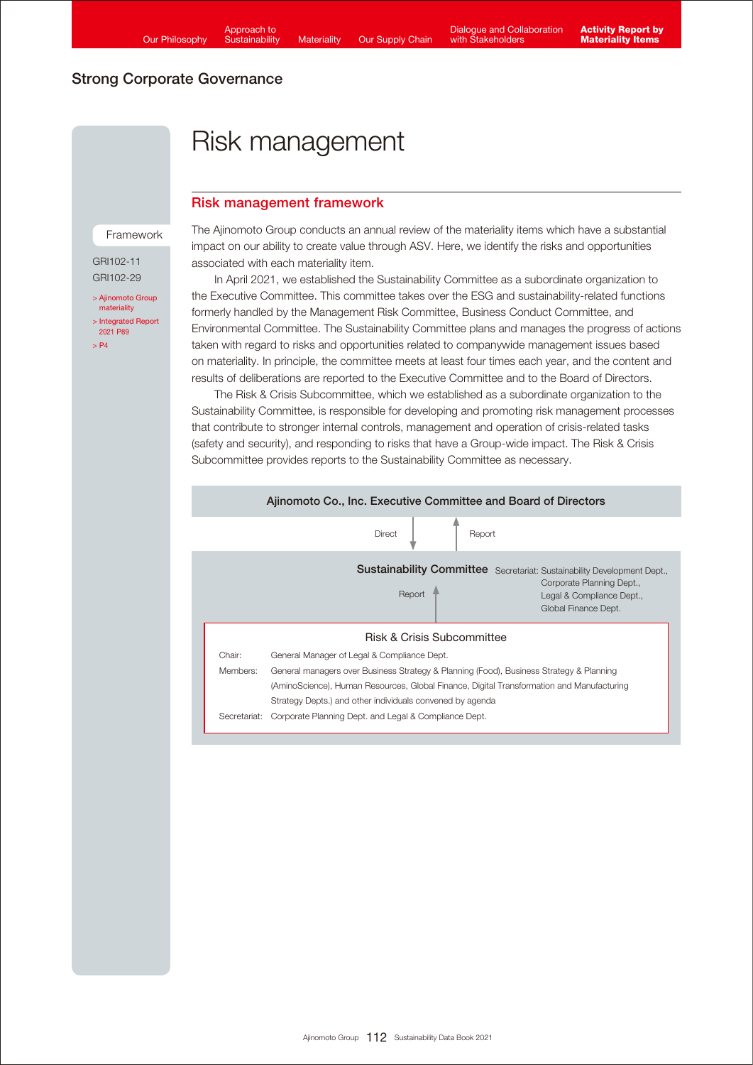## Strong Corporate Governance

# Risk management

## Risk management framework

Framework

GRI102-11
GRI102-29

> Ajinomoto Group materiality
> Integrated Report 2021 P89
> P4

The Ajinomoto Group conducts an annual review of the materiality items which have a substantial impact on our ability to create value through ASV. Here, we identify the risks and opportunities associated with each materiality item.

In April 2021, we established the Sustainability Committee as a subordinate organization to the Executive Committee. This committee takes over the ESG and sustainability-related functions formerly handled by the Management Risk Committee, Business Conduct Committee, and Environmental Committee. The Sustainability Committee plans and manages the progress of actions taken with regard to risks and opportunities related to companywide management issues based on materiality. In principle, the committee meets at least four times each year, and the content and results of deliberations are reported to the Executive Committee and to the Board of Directors.

The Risk & Crisis Subcommittee, which we established as a subordinate organization to the Sustainability Committee, is responsible for developing and promoting risk management processes that contribute to stronger internal controls, management and operation of crisis-related tasks (safety and security), and responding to risks that have a Group-wide impact. The Risk & Crisis Subcommittee provides reports to the Sustainability Committee as necessary.

**Ajinomoto Co., Inc. Executive Committee and Board of Directors**

Direct ↓ ↑ Report

**Sustainability Committee** Secretariat: Sustainability Development Dept., Corporate Planning Dept., Legal & Compliance Dept., Global Finance Dept.

Report ↑

**Risk & Crisis Subcommittee**

| | |
|---|---|
| Chair: | General Manager of Legal & Compliance Dept. |
| Members: | General managers over Business Strategy & Planning (Food), Business Strategy & Planning (AminoScience), Human Resources, Global Finance, Digital Transformation and Manufacturing Strategy Depts.) and other individuals convened by agenda |
| Secretariat: | Corporate Planning Dept. and Legal & Compliance Dept. |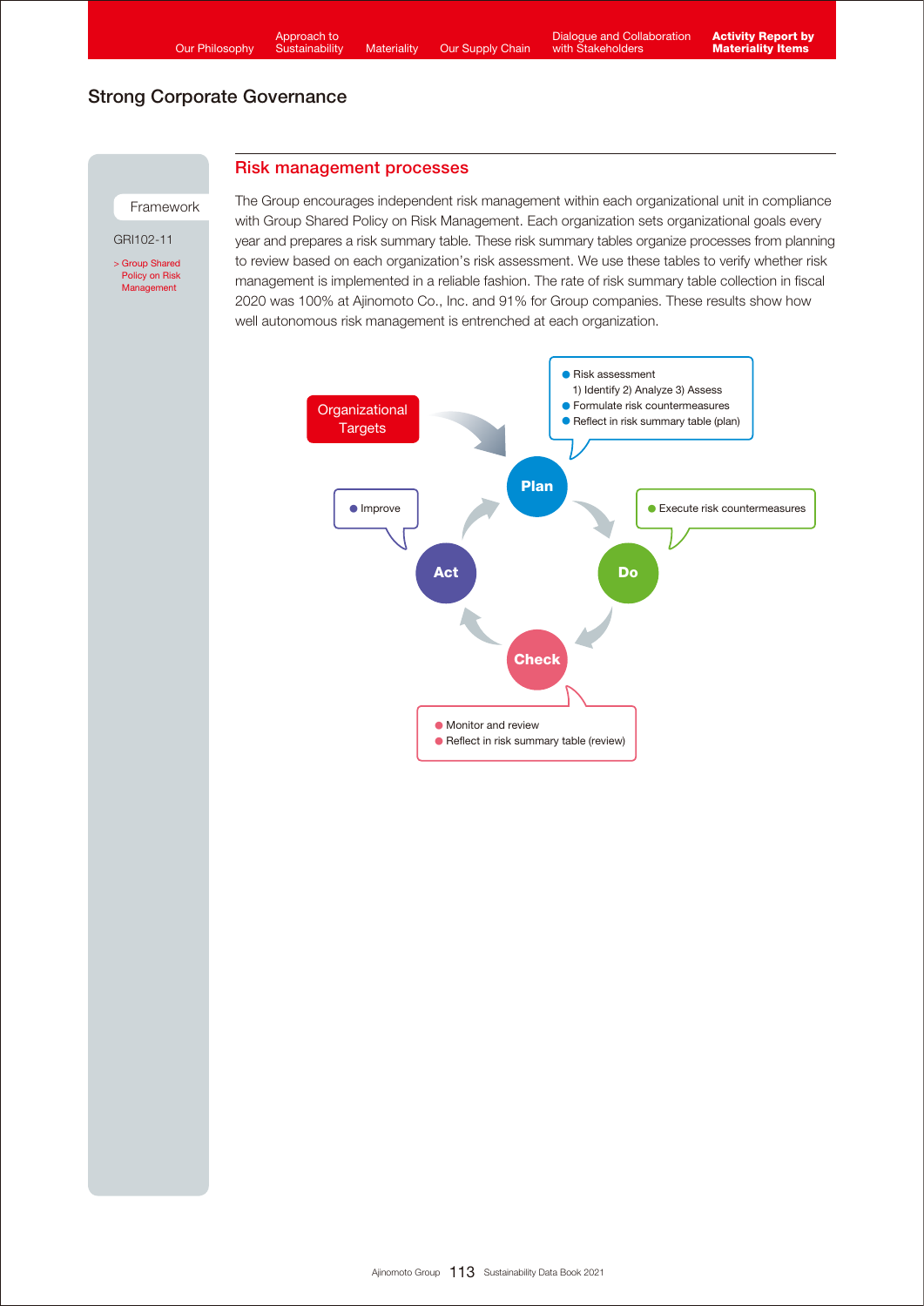## Strong Corporate Governance

Framework

GRI102-11

> Group Shared Policy on Risk Management

### Risk management processes

The Group encourages independent risk management within each organizational unit in compliance with Group Shared Policy on Risk Management. Each organization sets organizational goals every year and prepares a risk summary table. These risk summary tables organize processes from planning to review based on each organization's risk assessment. We use these tables to verify whether risk management is implemented in a reliable fashion. The rate of risk summary table collection in fiscal 2020 was 100% at Ajinomoto Co., Inc. and 91% for Group companies. These results show how well autonomous risk management is entrenched at each organization.

Organizational Targets

**Plan**
- Risk assessment
  1) Identify 2) Analyze 3) Assess
- Formulate risk countermeasures
- Reflect in risk summary table (plan)

**Do**
- Execute risk countermeasures

**Check**
- Monitor and review
- Reflect in risk summary table (review)

**Act**
- Improve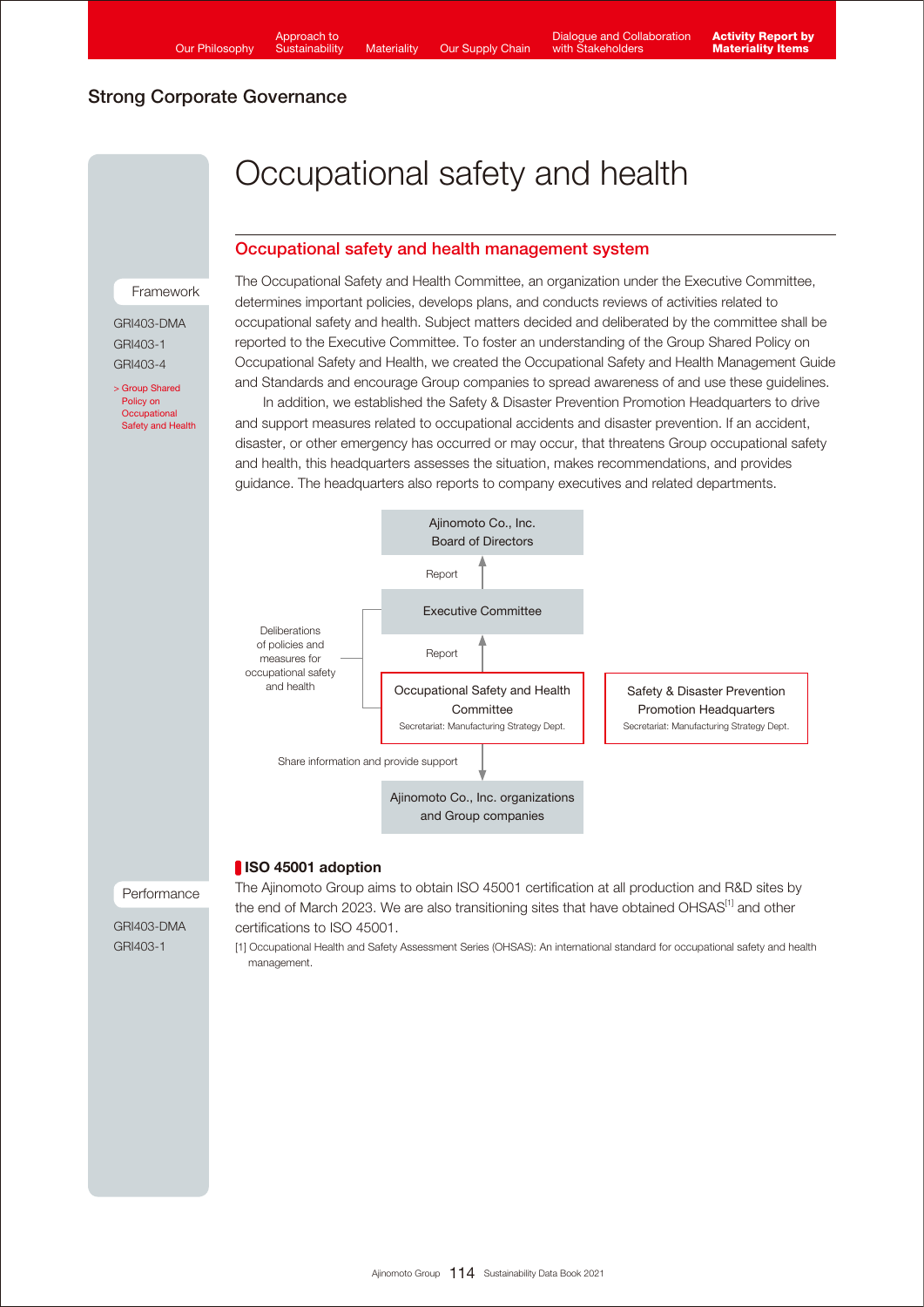## Strong Corporate Governance

# Occupational safety and health

## Occupational safety and health management system

Framework

GRI403-DMA
GRI403-1
GRI403-4

> Group Shared Policy on Occupational Safety and Health

The Occupational Safety and Health Committee, an organization under the Executive Committee, determines important policies, develops plans, and conducts reviews of activities related to occupational safety and health. Subject matters decided and deliberated by the committee shall be reported to the Executive Committee. To foster an understanding of the Group Shared Policy on Occupational Safety and Health, we created the Occupational Safety and Health Management Guide and Standards and encourage Group companies to spread awareness of and use these guidelines.

In addition, we established the Safety & Disaster Prevention Promotion Headquarters to drive and support measures related to occupational accidents and disaster prevention. If an accident, disaster, or other emergency has occurred or may occur, that threatens Group occupational safety and health, this headquarters assesses the situation, makes recommendations, and provides guidance. The headquarters also reports to company executives and related departments.

Ajinomoto Co., Inc.
Board of Directors

Report

Executive Committee

Deliberations of policies and measures for occupational safety and health

Report

Occupational Safety and Health Committee
Secretariat: Manufacturing Strategy Dept.

Safety & Disaster Prevention Promotion Headquarters
Secretariat: Manufacturing Strategy Dept.

Share information and provide support

Ajinomoto Co., Inc. organizations and Group companies

### ISO 45001 adoption

Performance

GRI403-DMA
GRI403-1

The Ajinomoto Group aims to obtain ISO 45001 certification at all production and R&D sites by the end of March 2023. We are also transitioning sites that have obtained OHSAS[1] and other certifications to ISO 45001.

[1] Occupational Health and Safety Assessment Series (OHSAS): An international standard for occupational safety and health management.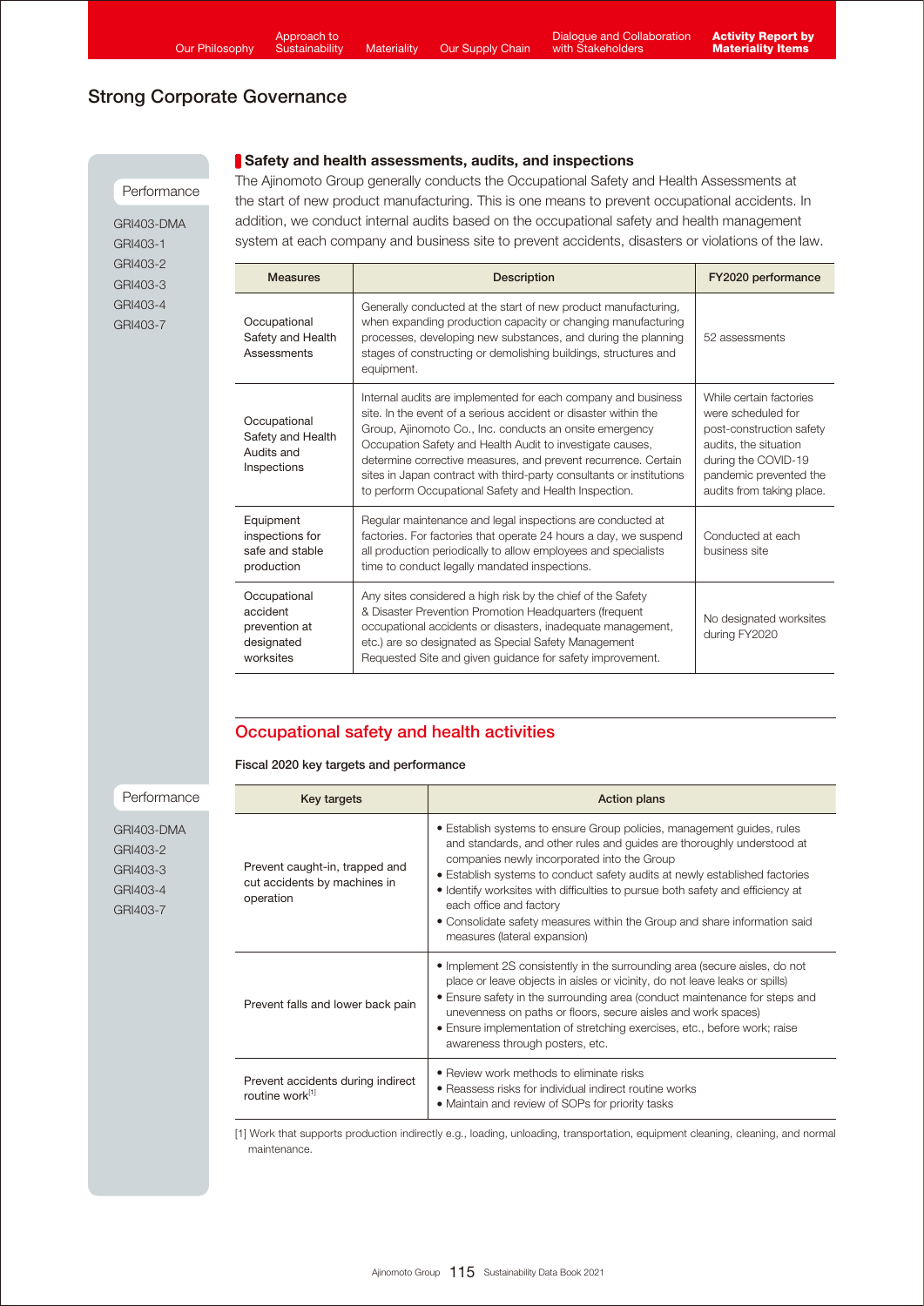## Strong Corporate Governance

Performance

GRI403-DMA
GRI403-1
GRI403-2
GRI403-3
GRI403-4
GRI403-7

### Safety and health assessments, audits, and inspections

The Ajinomoto Group generally conducts the Occupational Safety and Health Assessments at the start of new product manufacturing. This is one means to prevent occupational accidents. In addition, we conduct internal audits based on the occupational safety and health management system at each company and business site to prevent accidents, disasters or violations of the law.

| Measures | Description | FY2020 performance |
|---|---|---|
| Occupational Safety and Health Assessments | Generally conducted at the start of new product manufacturing, when expanding production capacity or changing manufacturing processes, developing new substances, and during the planning stages of constructing or demolishing buildings, structures and equipment. | 52 assessments |
| Occupational Safety and Health Audits and Inspections | Internal audits are implemented for each company and business site. In the event of a serious accident or disaster within the Group, Ajinomoto Co., Inc. conducts an onsite emergency Occupation Safety and Health Audit to investigate causes, determine corrective measures, and prevent recurrence. Certain sites in Japan contract with third-party consultants or institutions to perform Occupational Safety and Health Inspection. | While certain factories were scheduled for post-construction safety audits, the situation during the COVID-19 pandemic prevented the audits from taking place. |
| Equipment inspections for safe and stable production | Regular maintenance and legal inspections are conducted at factories. For factories that operate 24 hours a day, we suspend all production periodically to allow employees and specialists time to conduct legally mandated inspections. | Conducted at each business site |
| Occupational accident prevention at designated worksites | Any sites considered a high risk by the chief of the Safety & Disaster Prevention Promotion Headquarters (frequent occupational accidents or disasters, inadequate management, etc.) are so designated as Special Safety Management Requested Site and given guidance for safety improvement. | No designated worksites during FY2020 |

## Occupational safety and health activities

Performance

GRI403-DMA
GRI403-2
GRI403-3
GRI403-4
GRI403-7

**Fiscal 2020 key targets and performance**

| Key targets | Action plans |
|---|---|
| Prevent caught-in, trapped and cut accidents by machines in operation | • Establish systems to ensure Group policies, management guides, rules and standards, and other rules and guides are thoroughly understood at companies newly incorporated into the Group<br>• Establish systems to conduct safety audits at newly established factories<br>• Identify worksites with difficulties to pursue both safety and efficiency at each office and factory<br>• Consolidate safety measures within the Group and share information said measures (lateral expansion) |
| Prevent falls and lower back pain | • Implement 2S consistently in the surrounding area (secure aisles, do not place or leave objects in aisles or vicinity, do not leave leaks or spills)<br>• Ensure safety in the surrounding area (conduct maintenance for steps and unevenness on paths or floors, secure aisles and work spaces)<br>• Ensure implementation of stretching exercises, etc., before work; raise awareness through posters, etc. |
| Prevent accidents during indirect routine work[1] | • Review work methods to eliminate risks<br>• Reassess risks for individual indirect routine works<br>• Maintain and review of SOPs for priority tasks |

[1] Work that supports production indirectly e.g., loading, unloading, transportation, equipment cleaning, cleaning, and normal maintenance.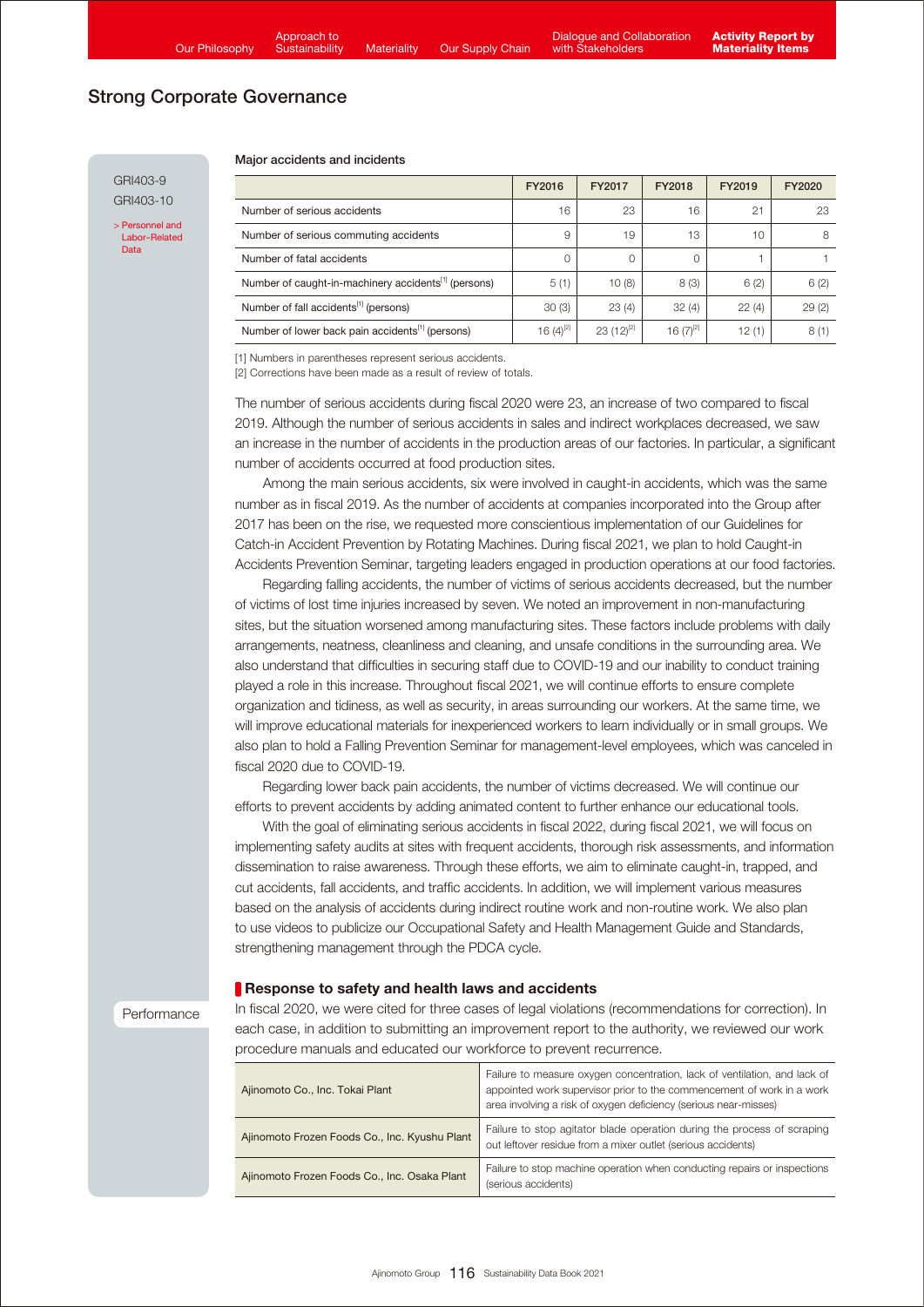## Strong Corporate Governance

GRI403-9
GRI403-10

> Personnel and Labor-Related Data

**Major accidents and incidents**

| | FY2016 | FY2017 | FY2018 | FY2019 | FY2020 |
|---|---|---|---|---|---|
| Number of serious accidents | 16 | 23 | 16 | 21 | 23 |
| Number of serious commuting accidents | 9 | 19 | 13 | 10 | 8 |
| Number of fatal accidents | 0 | 0 | 0 | 1 | 1 |
| Number of caught-in-machinery accidents[1] (persons) | 5 (1) | 10 (8) | 8 (3) | 6 (2) | 6 (2) |
| Number of fall accidents[1] (persons) | 30 (3) | 23 (4) | 32 (4) | 22 (4) | 29 (2) |
| Number of lower back pain accidents[1] (persons) | 16 (4)[2] | 23 (12)[2] | 16 (7)[2] | 12 (1) | 8 (1) |

[1] Numbers in parentheses represent serious accidents.
[2] Corrections have been made as a result of review of totals.

The number of serious accidents during fiscal 2020 were 23, an increase of two compared to fiscal 2019. Although the number of serious accidents in sales and indirect workplaces decreased, we saw an increase in the number of accidents in the production areas of our factories. In particular, a significant number of accidents occurred at food production sites.

Among the main serious accidents, six were involved in caught-in accidents, which was the same number as in fiscal 2019. As the number of accidents at companies incorporated into the Group after 2017 has been on the rise, we requested more conscientious implementation of our Guidelines for Catch-in Accident Prevention by Rotating Machines. During fiscal 2021, we plan to hold Caught-in Accidents Prevention Seminar, targeting leaders engaged in production operations at our food factories.

Regarding falling accidents, the number of victims of serious accidents decreased, but the number of victims of lost time injuries increased by seven. We noted an improvement in non-manufacturing sites, but the situation worsened among manufacturing sites. These factors include problems with daily arrangements, neatness, cleanliness and cleaning, and unsafe conditions in the surrounding area. We also understand that difficulties in securing staff due to COVID-19 and our inability to conduct training played a role in this increase. Throughout fiscal 2021, we will continue efforts to ensure complete organization and tidiness, as well as security, in areas surrounding our workers. At the same time, we will improve educational materials for inexperienced workers to learn individually or in small groups. We also plan to hold a Falling Prevention Seminar for management-level employees, which was canceled in fiscal 2020 due to COVID-19.

Regarding lower back pain accidents, the number of victims decreased. We will continue our efforts to prevent accidents by adding animated content to further enhance our educational tools.

With the goal of eliminating serious accidents in fiscal 2022, during fiscal 2021, we will focus on implementing safety audits at sites with frequent accidents, thorough risk assessments, and information dissemination to raise awareness. Through these efforts, we aim to eliminate caught-in, trapped, and cut accidents, fall accidents, and traffic accidents. In addition, we will implement various measures based on the analysis of accidents during indirect routine work and non-routine work. We also plan to use videos to publicize our Occupational Safety and Health Management Guide and Standards, strengthening management through the PDCA cycle.

Performance

### Response to safety and health laws and accidents

In fiscal 2020, we were cited for three cases of legal violations (recommendations for correction). In each case, in addition to submitting an improvement report to the authority, we reviewed our work procedure manuals and educated our workforce to prevent recurrence.

| | |
|---|---|
| Ajinomoto Co., Inc. Tokai Plant | Failure to measure oxygen concentration, lack of ventilation, and lack of appointed work supervisor prior to the commencement of work in a work area involving a risk of oxygen deficiency (serious near-misses) |
| Ajinomoto Frozen Foods Co., Inc. Kyushu Plant | Failure to stop agitator blade operation during the process of scraping out leftover residue from a mixer outlet (serious accidents) |
| Ajinomoto Frozen Foods Co., Inc. Osaka Plant | Failure to stop machine operation when conducting repairs or inspections (serious accidents) |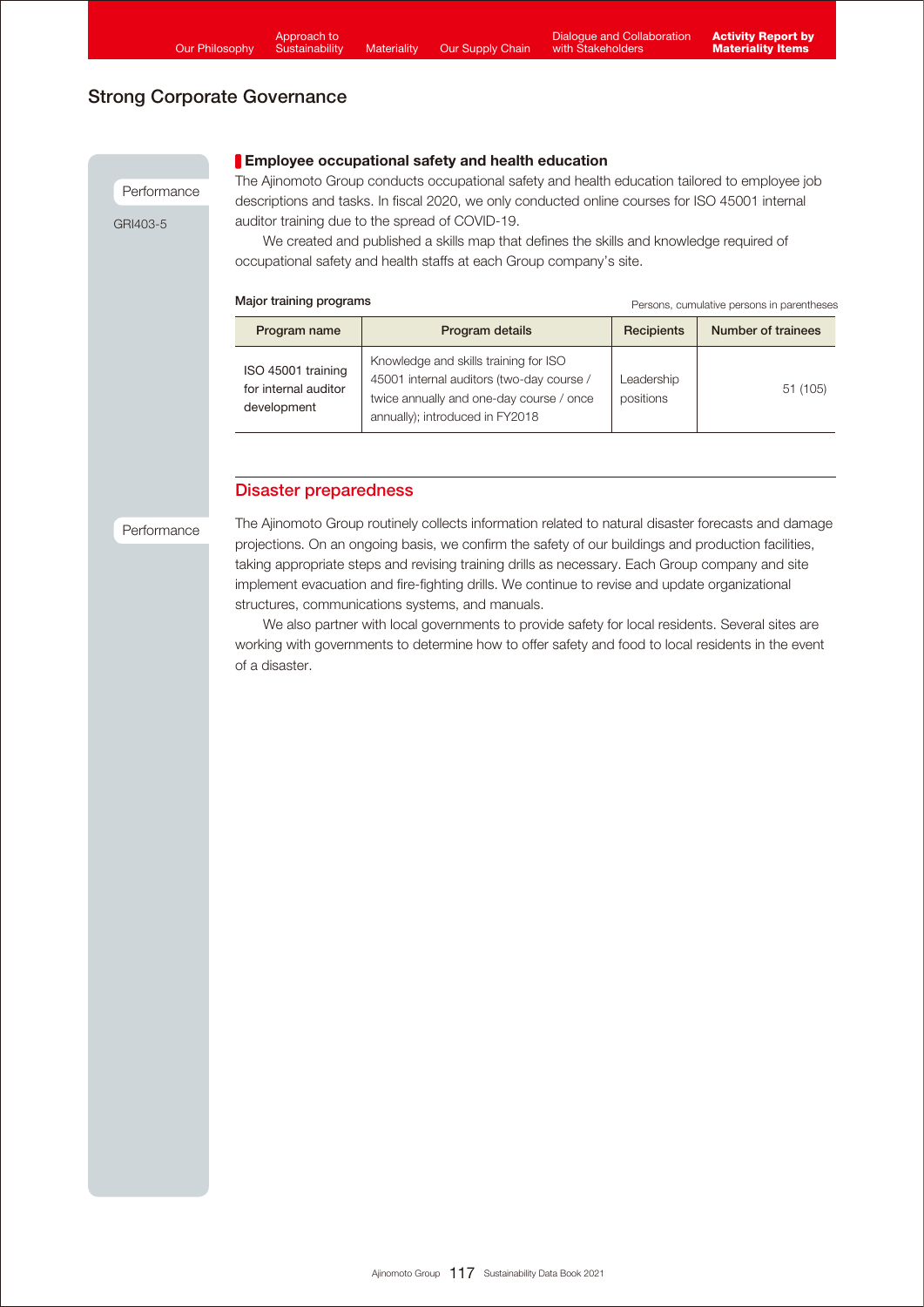## Strong Corporate Governance

Performance

GRI403-5

### Employee occupational safety and health education

The Ajinomoto Group conducts occupational safety and health education tailored to employee job descriptions and tasks. In fiscal 2020, we only conducted online courses for ISO 45001 internal auditor training due to the spread of COVID-19.

We created and published a skills map that defines the skills and knowledge required of occupational safety and health staffs at each Group company's site.

**Major training programs**

Persons, cumulative persons in parentheses

| Program name | Program details | Recipients | Number of trainees |
|---|---|---|---|
| ISO 45001 training for internal auditor development | Knowledge and skills training for ISO 45001 internal auditors (two-day course / twice annually and one-day course / once annually); introduced in FY2018 | Leadership positions | 51 (105) |

## Disaster preparedness

Performance

The Ajinomoto Group routinely collects information related to natural disaster forecasts and damage projections. On an ongoing basis, we confirm the safety of our buildings and production facilities, taking appropriate steps and revising training drills as necessary. Each Group company and site implement evacuation and fire-fighting drills. We continue to revise and update organizational structures, communications systems, and manuals.

We also partner with local governments to provide safety for local residents. Several sites are working with governments to determine how to offer safety and food to local residents in the event of a disaster.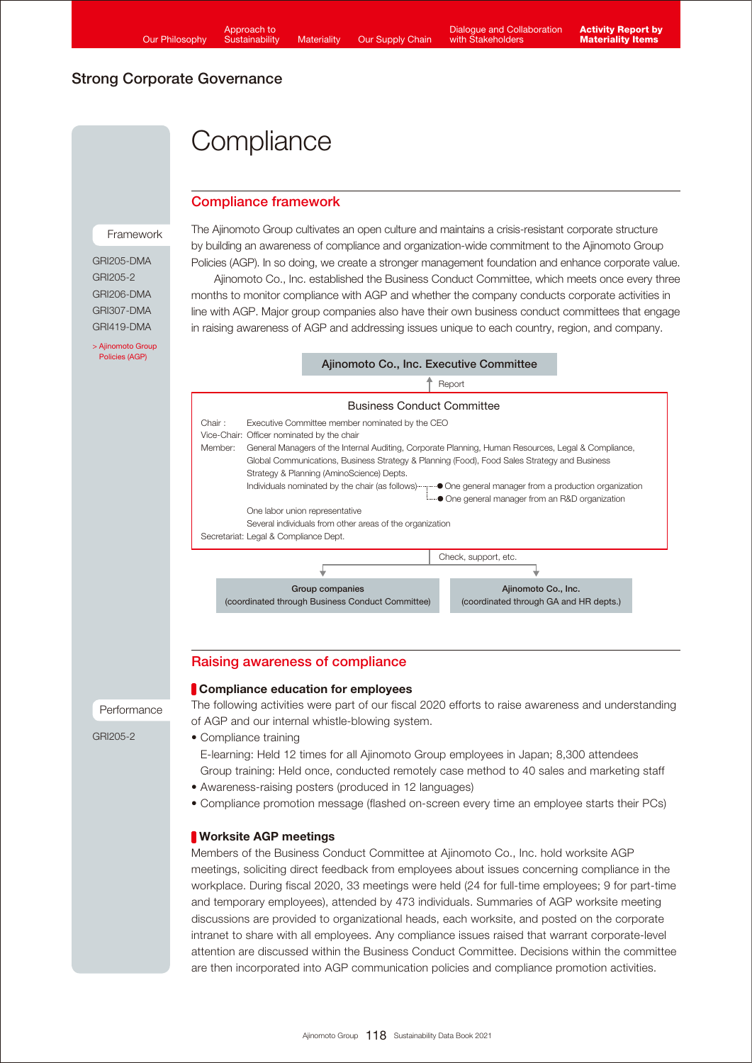## Strong Corporate Governance

# Compliance

## Compliance framework

Framework

GRI205-DMA
GRI205-2
GRI206-DMA
GRI307-DMA
GRI419-DMA

> Ajinomoto Group Policies (AGP)

The Ajinomoto Group cultivates an open culture and maintains a crisis-resistant corporate structure by building an awareness of compliance and organization-wide commitment to the Ajinomoto Group Policies (AGP). In so doing, we create a stronger management foundation and enhance corporate value.

Ajinomoto Co., Inc. established the Business Conduct Committee, which meets once every three months to monitor compliance with AGP and whether the company conducts corporate activities in line with AGP. Major group companies also have their own business conduct committees that engage in raising awareness of AGP and addressing issues unique to each country, region, and company.

**Ajinomoto Co., Inc. Executive Committee**

↑ Report

**Business Conduct Committee**

Chair: Executive Committee member nominated by the CEO
Vice-Chair: Officer nominated by the chair
Member: General Managers of the Internal Auditing, Corporate Planning, Human Resources, Legal & Compliance, Global Communications, Business Strategy & Planning (Food), Food Sales Strategy and Business Strategy & Planning (AminoScience) Depts.
Individuals nominated by the chair (as follows)
- One general manager from a production organization
- One general manager from an R&D organization

One labor union representative
Several individuals from other areas of the organization
Secretariat: Legal & Compliance Dept.

Check, support, etc.

- **Group companies** (coordinated through Business Conduct Committee)
- **Ajinomoto Co., Inc.** (coordinated through GA and HR depts.)

## Raising awareness of compliance

Performance

GRI205-2

### Compliance education for employees

The following activities were part of our fiscal 2020 efforts to raise awareness and understanding of AGP and our internal whistle-blowing system.

- Compliance training
  E-learning: Held 12 times for all Ajinomoto Group employees in Japan; 8,300 attendees
  Group training: Held once, conducted remotely case method to 40 sales and marketing staff
- Awareness-raising posters (produced in 12 languages)
- Compliance promotion message (flashed on-screen every time an employee starts their PCs)

### Worksite AGP meetings

Members of the Business Conduct Committee at Ajinomoto Co., Inc. hold worksite AGP meetings, soliciting direct feedback from employees about issues concerning compliance in the workplace. During fiscal 2020, 33 meetings were held (24 for full-time employees; 9 for part-time and temporary employees), attended by 473 individuals. Summaries of AGP worksite meeting discussions are provided to organizational heads, each worksite, and posted on the corporate intranet to share with all employees. Any compliance issues raised that warrant corporate-level attention are discussed within the Business Conduct Committee. Decisions within the committee are then incorporated into AGP communication policies and compliance promotion activities.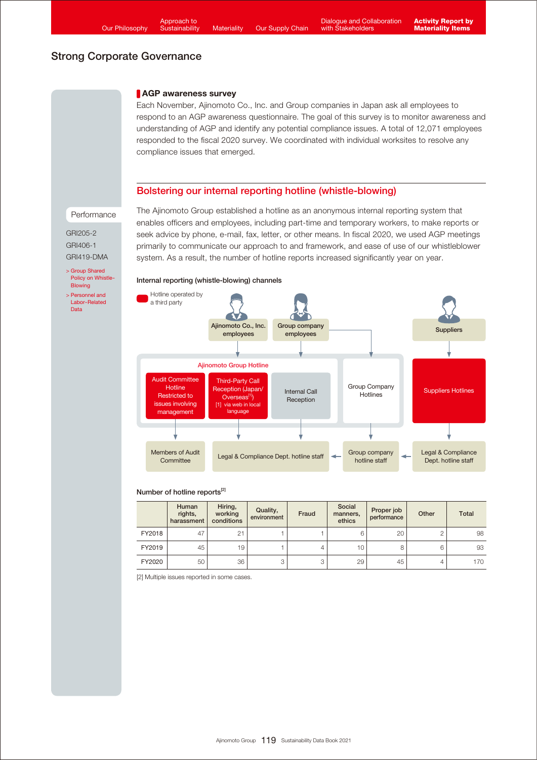## Strong Corporate Governance

### AGP awareness survey

Each November, Ajinomoto Co., Inc. and Group companies in Japan ask all employees to respond to an AGP awareness questionnaire. The goal of this survey is to monitor awareness and understanding of AGP and identify any potential compliance issues. A total of 12,071 employees responded to the fiscal 2020 survey. We coordinated with individual worksites to resolve any compliance issues that emerged.

## Bolstering our internal reporting hotline (whistle-blowing)

Performance

GRI205-2
GRI406-1
GRI419-DMA

> Group Shared Policy on Whistle-Blowing
> Personnel and Labor-Related Data

The Ajinomoto Group established a hotline as an anonymous internal reporting system that enables officers and employees, including part-time and temporary workers, to make reports or seek advice by phone, e-mail, fax, letter, or other means. In fiscal 2020, we used AGP meetings primarily to communicate our approach to and framework, and ease of use of our whistleblower system. As a result, the number of hotline reports increased significantly year on year.

**Internal reporting (whistle-blowing) channels**

Hotline operated by a third party

Ajinomoto Co., Inc. employees
Group company employees
Suppliers

Ajinomoto Group Hotline
- Audit Committee Hotline Restricted to issues involving management
- Third-Party Call Reception (Japan/ Overseas[1]) [1] via web in local language
- Internal Call Reception

Group Company Hotlines

Suppliers Hotlines

Members of Audit Committee
Legal & Compliance Dept. hotline staff
Group company hotline staff
Legal & Compliance Dept. hotline staff

**Number of hotline reports[2]**

| | Human rights, harassment | Hiring, working conditions | Quality, environment | Fraud | Social manners, ethics | Proper job performance | Other | Total |
|---|---|---|---|---|---|---|---|---|
| FY2018 | 47 | 21 | 1 | 1 | 6 | 20 | 2 | 98 |
| FY2019 | 45 | 19 | 1 | 4 | 10 | 8 | 6 | 93 |
| FY2020 | 50 | 36 | 3 | 3 | 29 | 45 | 4 | 170 |

[2] Multiple issues reported in some cases.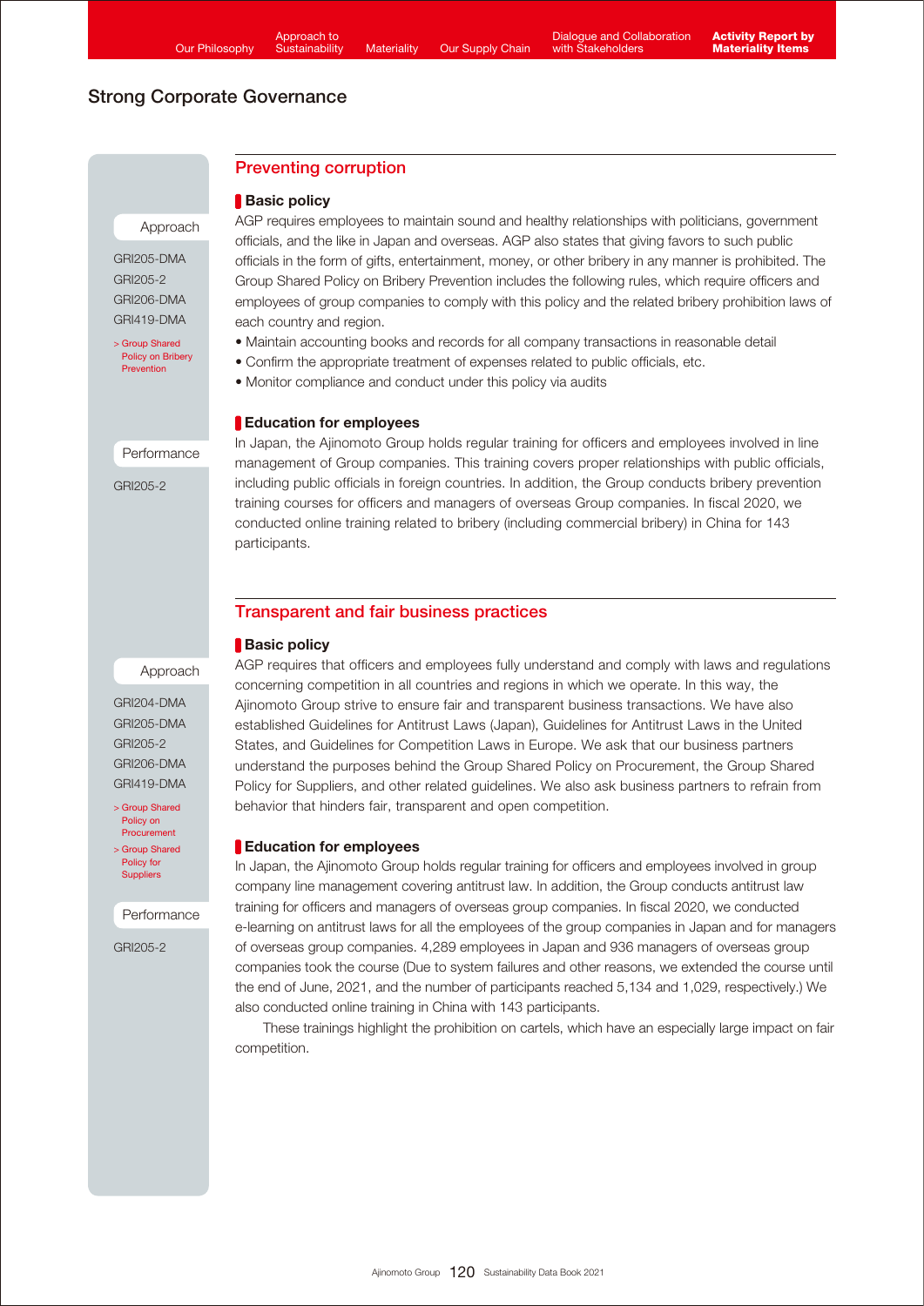## Strong Corporate Governance

### Preventing corruption

Approach

GRI205-DMA
GRI205-2
GRI206-DMA
GRI419-DMA

> Group Shared Policy on Bribery Prevention

#### Basic policy

AGP requires employees to maintain sound and healthy relationships with politicians, government officials, and the like in Japan and overseas. AGP also states that giving favors to such public officials in the form of gifts, entertainment, money, or other bribery in any manner is prohibited. The Group Shared Policy on Bribery Prevention includes the following rules, which require officers and employees of group companies to comply with this policy and the related bribery prohibition laws of each country and region.

- Maintain accounting books and records for all company transactions in reasonable detail
- Confirm the appropriate treatment of expenses related to public officials, etc.
- Monitor compliance and conduct under this policy via audits

Performance

GRI205-2

#### Education for employees

In Japan, the Ajinomoto Group holds regular training for officers and employees involved in line management of Group companies. This training covers proper relationships with public officials, including public officials in foreign countries. In addition, the Group conducts bribery prevention training courses for officers and managers of overseas Group companies. In fiscal 2020, we conducted online training related to bribery (including commercial bribery) in China for 143 participants.

### Transparent and fair business practices

Approach

GRI204-DMA
GRI205-DMA
GRI205-2
GRI206-DMA
GRI419-DMA

> Group Shared Policy on Procurement
> Group Shared Policy for Suppliers

#### Basic policy

AGP requires that officers and employees fully understand and comply with laws and regulations concerning competition in all countries and regions in which we operate. In this way, the Ajinomoto Group strive to ensure fair and transparent business transactions. We have also established Guidelines for Antitrust Laws (Japan), Guidelines for Antitrust Laws in the United States, and Guidelines for Competition Laws in Europe. We ask that our business partners understand the purposes behind the Group Shared Policy on Procurement, the Group Shared Policy for Suppliers, and other related guidelines. We also ask business partners to refrain from behavior that hinders fair, transparent and open competition.

Performance

GRI205-2

#### Education for employees

In Japan, the Ajinomoto Group holds regular training for officers and employees involved in group company line management covering antitrust law. In addition, the Group conducts antitrust law training for officers and managers of overseas group companies. In fiscal 2020, we conducted e-learning on antitrust laws for all the employees of the group companies in Japan and for managers of overseas group companies. 4,289 employees in Japan and 936 managers of overseas group companies took the course (Due to system failures and other reasons, we extended the course until the end of June, 2021, and the number of participants reached 5,134 and 1,029, respectively.) We also conducted online training in China with 143 participants.

These trainings highlight the prohibition on cartels, which have an especially large impact on fair competition.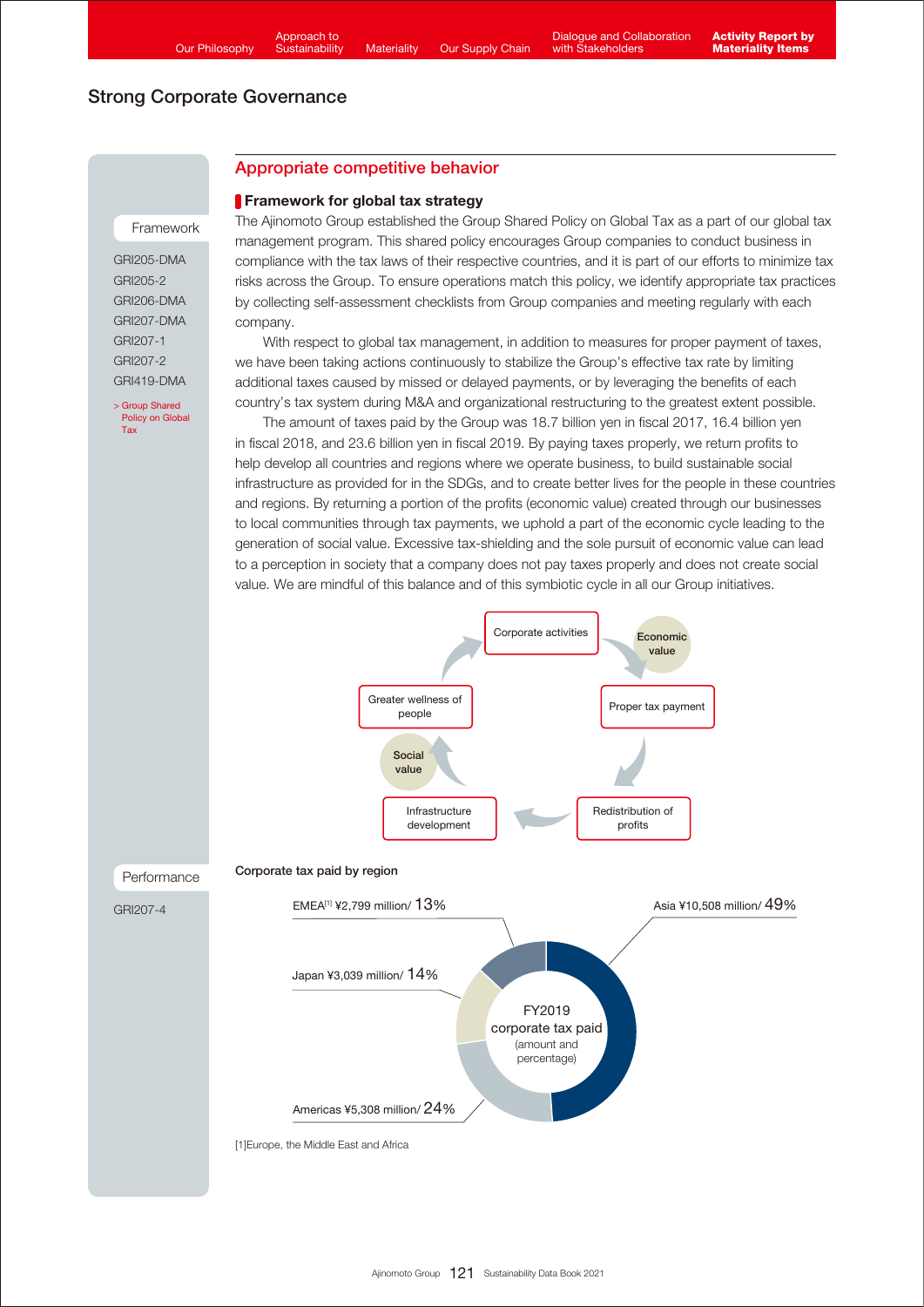## Strong Corporate Governance

### Appropriate competitive behavior

Framework

GRI205-DMA
GRI205-2
GRI206-DMA
GRI207-DMA
GRI207-1
GRI207-2
GRI419-DMA

> Group Shared Policy on Global Tax

#### Framework for global tax strategy

The Ajinomoto Group established the Group Shared Policy on Global Tax as a part of our global tax management program. This shared policy encourages Group companies to conduct business in compliance with the tax laws of their respective countries, and it is part of our efforts to minimize tax risks across the Group. To ensure operations match this policy, we identify appropriate tax practices by collecting self-assessment checklists from Group companies and meeting regularly with each company.

With respect to global tax management, in addition to measures for proper payment of taxes, we have been taking actions continuously to stabilize the Group's effective tax rate by limiting additional taxes caused by missed or delayed payments, or by leveraging the benefits of each country's tax system during M&A and organizational restructuring to the greatest extent possible.

The amount of taxes paid by the Group was 18.7 billion yen in fiscal 2017, 16.4 billion yen in fiscal 2018, and 23.6 billion yen in fiscal 2019. By paying taxes properly, we return profits to help develop all countries and regions where we operate business, to build sustainable social infrastructure as provided for in the SDGs, and to create better lives for the people in these countries and regions. By returning a portion of the profits (economic value) created through our businesses to local communities through tax payments, we uphold a part of the economic cycle leading to the generation of social value. Excessive tax-shielding and the sole pursuit of economic value can lead to a perception in society that a company does not pay taxes properly and does not create social value. We are mindful of this balance and of this symbiotic cycle in all our Group initiatives.

Corporate activities → (Economic value) → Proper tax payment → Redistribution of profits → Infrastructure development → (Social value) → Greater wellness of people → Corporate activities

Performance

GRI207-4

**Corporate tax paid by region**

FY2019 corporate tax paid (amount and percentage)

- Asia ¥10,508 million/ 49%
- Americas ¥5,308 million/ 24%
- Japan ¥3,039 million/ 14%
- EMEA[1] ¥2,799 million/ 13%

[1]Europe, the Middle East and Africa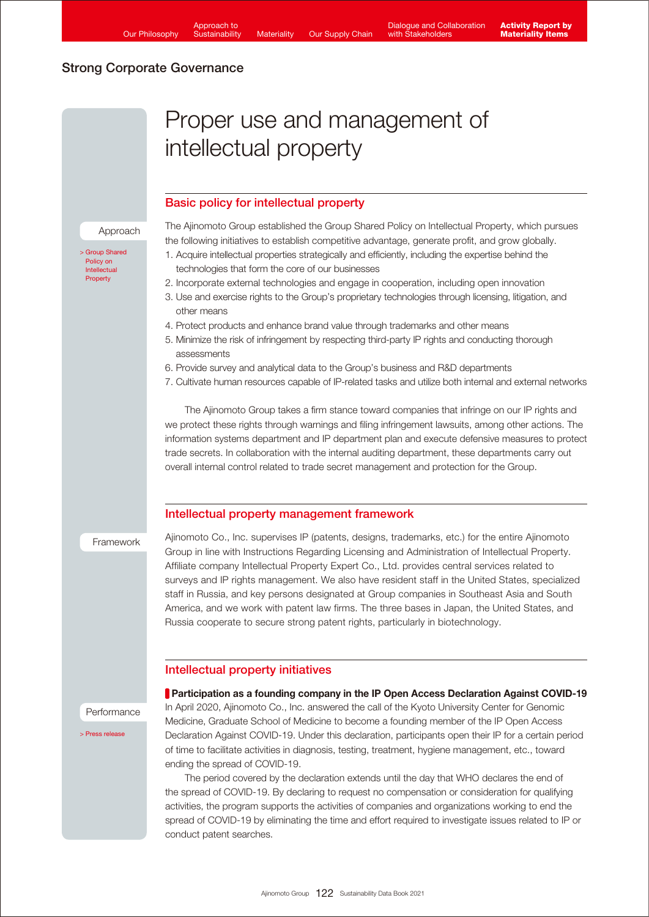## Strong Corporate Governance

# Proper use and management of intellectual property

## Basic policy for intellectual property

Approach

> Group Shared Policy on Intellectual Property

The Ajinomoto Group established the Group Shared Policy on Intellectual Property, which pursues the following initiatives to establish competitive advantage, generate profit, and grow globally.

1. Acquire intellectual properties strategically and efficiently, including the expertise behind the technologies that form the core of our businesses
2. Incorporate external technologies and engage in cooperation, including open innovation
3. Use and exercise rights to the Group's proprietary technologies through licensing, litigation, and other means
4. Protect products and enhance brand value through trademarks and other means
5. Minimize the risk of infringement by respecting third-party IP rights and conducting thorough assessments
6. Provide survey and analytical data to the Group's business and R&D departments
7. Cultivate human resources capable of IP-related tasks and utilize both internal and external networks

The Ajinomoto Group takes a firm stance toward companies that infringe on our IP rights and we protect these rights through warnings and filing infringement lawsuits, among other actions. The information systems department and IP department plan and execute defensive measures to protect trade secrets. In collaboration with the internal auditing department, these departments carry out overall internal control related to trade secret management and protection for the Group.

## Intellectual property management framework

Framework

Ajinomoto Co., Inc. supervises IP (patents, designs, trademarks, etc.) for the entire Ajinomoto Group in line with Instructions Regarding Licensing and Administration of Intellectual Property. Affiliate company Intellectual Property Expert Co., Ltd. provides central services related to surveys and IP rights management. We also have resident staff in the United States, specialized staff in Russia, and key persons designated at Group companies in Southeast Asia and South America, and we work with patent law firms. The three bases in Japan, the United States, and Russia cooperate to secure strong patent rights, particularly in biotechnology.

## Intellectual property initiatives

Performance

> Press release

### Participation as a founding company in the IP Open Access Declaration Against COVID-19

In April 2020, Ajinomoto Co., Inc. answered the call of the Kyoto University Center for Genomic Medicine, Graduate School of Medicine to become a founding member of the IP Open Access Declaration Against COVID-19. Under this declaration, participants open their IP for a certain period of time to facilitate activities in diagnosis, testing, treatment, hygiene management, etc., toward ending the spread of COVID-19.

The period covered by the declaration extends until the day that WHO declares the end of the spread of COVID-19. By declaring to request no compensation or consideration for qualifying activities, the program supports the activities of companies and organizations working to end the spread of COVID-19 by eliminating the time and effort required to investigate issues related to IP or conduct patent searches.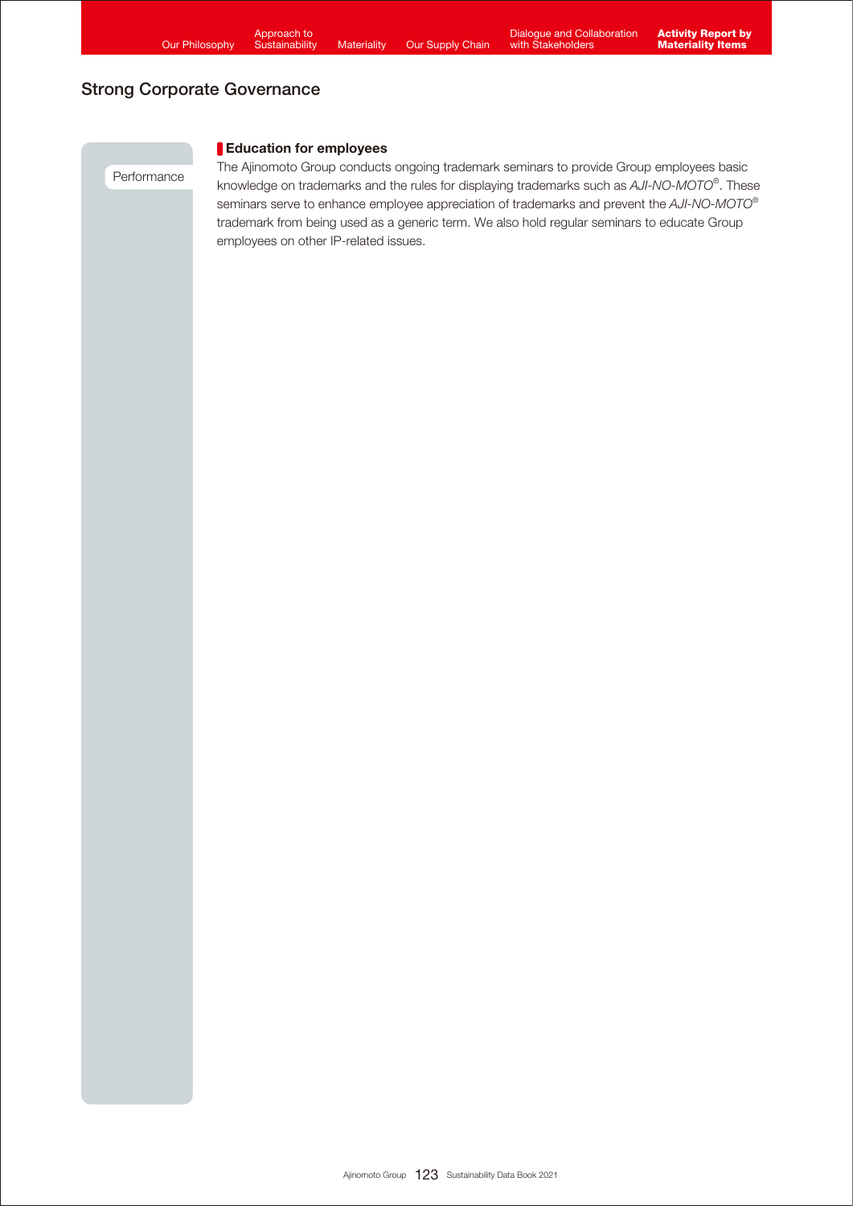## Strong Corporate Governance

Performance

### Education for employees

The Ajinomoto Group conducts ongoing trademark seminars to provide Group employees basic knowledge on trademarks and the rules for displaying trademarks such as *AJI-NO-MOTO*®. These seminars serve to enhance employee appreciation of trademarks and prevent the *AJI-NO-MOTO*® trademark from being used as a generic term. We also hold regular seminars to educate Group employees on other IP-related issues.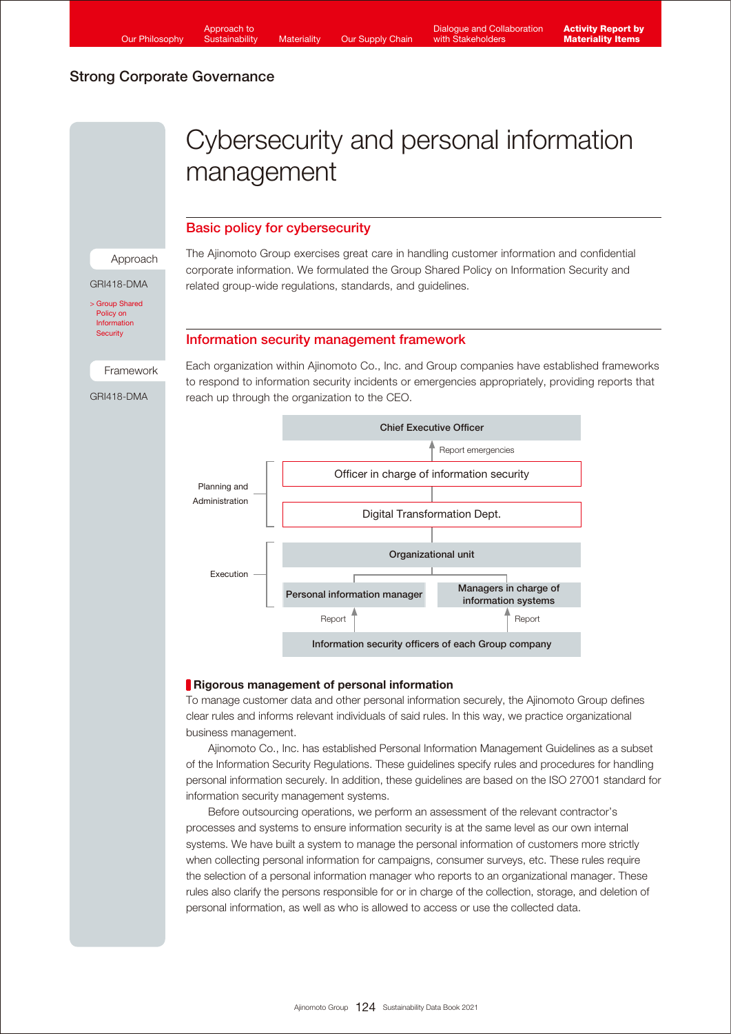Strong Corporate Governance

# Cybersecurity and personal information management

## Basic policy for cybersecurity

Approach

GRI418-DMA

> Group Shared Policy on Information Security

The Ajinomoto Group exercises great care in handling customer information and confidential corporate information. We formulated the Group Shared Policy on Information Security and related group-wide regulations, standards, and guidelines.

## Information security management framework

Framework

GRI418-DMA

Each organization within Ajinomoto Co., Inc. and Group companies have established frameworks to respond to information security incidents or emergencies appropriately, providing reports that reach up through the organization to the CEO.

Chief Executive Officer

↑ Report emergencies

Planning and Administration:
- Officer in charge of information security
- Digital Transformation Dept.

Execution:
- Organizational unit
- Personal information manager
- Managers in charge of information systems

↑ Report (to Personal information manager) / ↑ Report (to Managers in charge of information systems)

Information security officers of each Group company

### Rigorous management of personal information

To manage customer data and other personal information securely, the Ajinomoto Group defines clear rules and informs relevant individuals of said rules. In this way, we practice organizational business management.

Ajinomoto Co., Inc. has established Personal Information Management Guidelines as a subset of the Information Security Regulations. These guidelines specify rules and procedures for handling personal information securely. In addition, these guidelines are based on the ISO 27001 standard for information security management systems.

Before outsourcing operations, we perform an assessment of the relevant contractor's processes and systems to ensure information security is at the same level as our own internal systems. We have built a system to manage the personal information of customers more strictly when collecting personal information for campaigns, consumer surveys, etc. These rules require the selection of a personal information manager who reports to an organizational manager. These rules also clarify the persons responsible for or in charge of the collection, storage, and deletion of personal information, as well as who is allowed to access or use the collected data.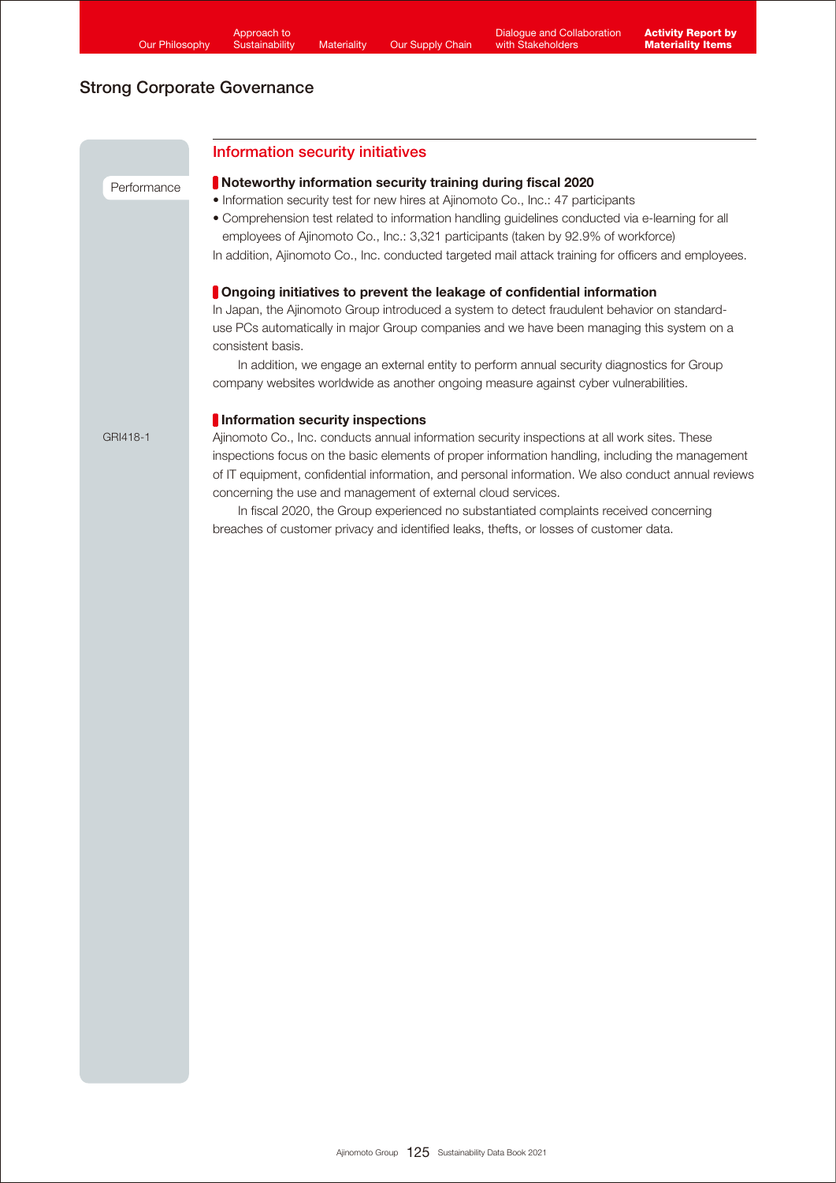## Strong Corporate Governance

### Information security initiatives

Performance

#### Noteworthy information security training during fiscal 2020

- Information security test for new hires at Ajinomoto Co., Inc.: 47 participants
- Comprehension test related to information handling guidelines conducted via e-learning for all employees of Ajinomoto Co., Inc.: 3,321 participants (taken by 92.9% of workforce)

In addition, Ajinomoto Co., Inc. conducted targeted mail attack training for officers and employees.

#### Ongoing initiatives to prevent the leakage of confidential information

In Japan, the Ajinomoto Group introduced a system to detect fraudulent behavior on standard-use PCs automatically in major Group companies and we have been managing this system on a consistent basis.

In addition, we engage an external entity to perform annual security diagnostics for Group company websites worldwide as another ongoing measure against cyber vulnerabilities.

#### Information security inspections

GRI418-1

Ajinomoto Co., Inc. conducts annual information security inspections at all work sites. These inspections focus on the basic elements of proper information handling, including the management of IT equipment, confidential information, and personal information. We also conduct annual reviews concerning the use and management of external cloud services.

In fiscal 2020, the Group experienced no substantiated complaints received concerning breaches of customer privacy and identified leaks, thefts, or losses of customer data.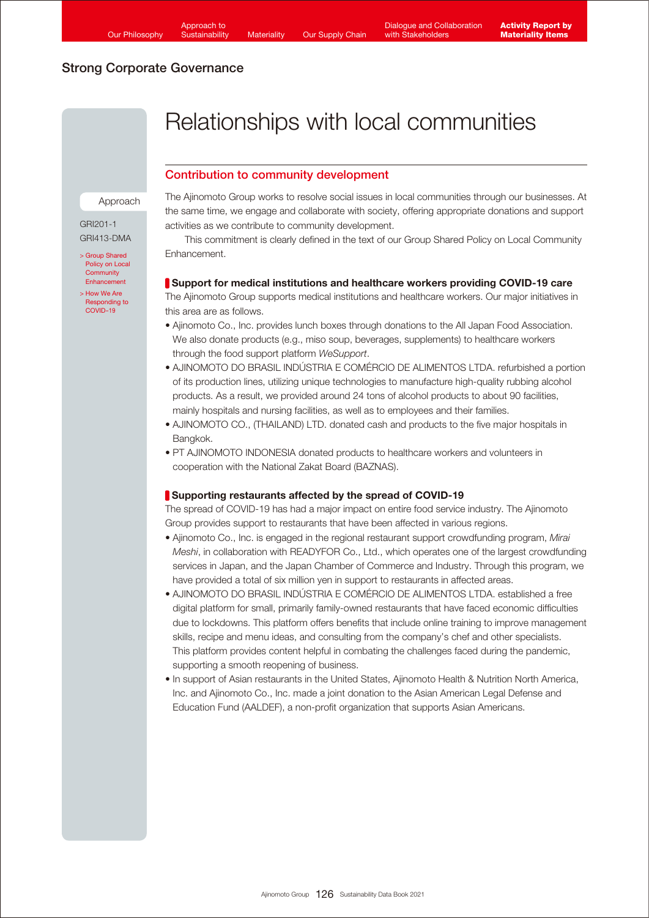## Strong Corporate Governance

# Relationships with local communities

## Contribution to community development

Approach

GRI201-1
GRI413-DMA

> Group Shared Policy on Local Community Enhancement
> How We Are Responding to COVID-19

The Ajinomoto Group works to resolve social issues in local communities through our businesses. At the same time, we engage and collaborate with society, offering appropriate donations and support activities as we contribute to community development.

This commitment is clearly defined in the text of our Group Shared Policy on Local Community Enhancement.

### Support for medical institutions and healthcare workers providing COVID-19 care

The Ajinomoto Group supports medical institutions and healthcare workers. Our major initiatives in this area are as follows.

- Ajinomoto Co., Inc. provides lunch boxes through donations to the All Japan Food Association. We also donate products (e.g., miso soup, beverages, supplements) to healthcare workers through the food support platform *WeSupport*.
- AJINOMOTO DO BRASIL INDÚSTRIA E COMÉRCIO DE ALIMENTOS LTDA. refurbished a portion of its production lines, utilizing unique technologies to manufacture high-quality rubbing alcohol products. As a result, we provided around 24 tons of alcohol products to about 90 facilities, mainly hospitals and nursing facilities, as well as to employees and their families.
- AJINOMOTO CO., (THAILAND) LTD. donated cash and products to the five major hospitals in Bangkok.
- PT AJINOMOTO INDONESIA donated products to healthcare workers and volunteers in cooperation with the National Zakat Board (BAZNAS).

### Supporting restaurants affected by the spread of COVID-19

The spread of COVID-19 has had a major impact on entire food service industry. The Ajinomoto Group provides support to restaurants that have been affected in various regions.

- Ajinomoto Co., Inc. is engaged in the regional restaurant support crowdfunding program, *Mirai Meshi*, in collaboration with READYFOR Co., Ltd., which operates one of the largest crowdfunding services in Japan, and the Japan Chamber of Commerce and Industry. Through this program, we have provided a total of six million yen in support to restaurants in affected areas.
- AJINOMOTO DO BRASIL INDÚSTRIA E COMÉRCIO DE ALIMENTOS LTDA. established a free digital platform for small, primarily family-owned restaurants that have faced economic difficulties due to lockdowns. This platform offers benefits that include online training to improve management skills, recipe and menu ideas, and consulting from the company's chef and other specialists. This platform provides content helpful in combating the challenges faced during the pandemic, supporting a smooth reopening of business.
- In support of Asian restaurants in the United States, Ajinomoto Health & Nutrition North America, Inc. and Ajinomoto Co., Inc. made a joint donation to the Asian American Legal Defense and Education Fund (AALDEF), a non-profit organization that supports Asian Americans.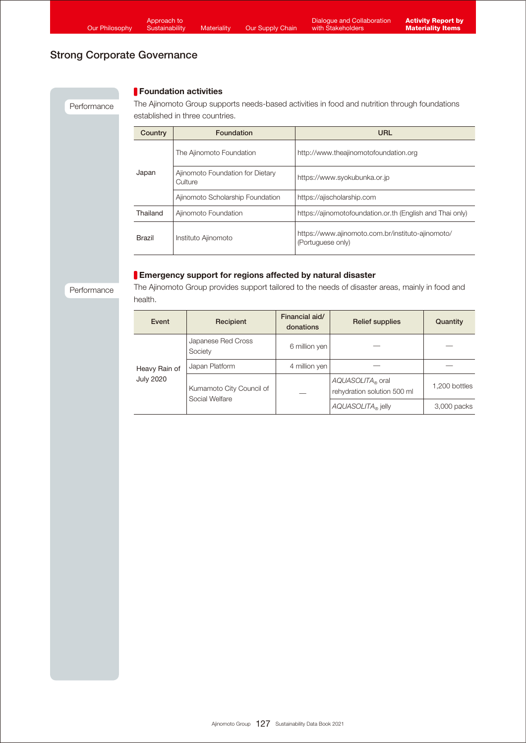## Strong Corporate Governance

Performance

### Foundation activities

The Ajinomoto Group supports needs-based activities in food and nutrition through foundations established in three countries.

| Country | Foundation | URL |
|---|---|---|
| Japan | The Ajinomoto Foundation | http://www.theajinomotofoundation.org |
| | Ajinomoto Foundation for Dietary Culture | https://www.syokubunka.or.jp |
| | Ajinomoto Scholarship Foundation | https://ajischolarship.com |
| Thailand | Ajinomoto Foundation | https://ajinomotofoundation.or.th (English and Thai only) |
| Brazil | Instituto Ajinomoto | https://www.ajinomoto.com.br/instituto-ajinomoto/ (Portuguese only) |

Performance

### Emergency support for regions affected by natural disaster

The Ajinomoto Group provides support tailored to the needs of disaster areas, mainly in food and health.

| Event | Recipient | Financial aid/ donations | Relief supplies | Quantity |
|---|---|---|---|---|
| Heavy Rain of July 2020 | Japanese Red Cross Society | 6 million yen | — | — |
| | Japan Platform | 4 million yen | — | — |
| | Kumamoto City Council of Social Welfare | — | *AQUASOLITA*® oral rehydration solution 500 ml | 1,200 bottles |
| | | | *AQUASOLITA*® jelly | 3,000 packs |